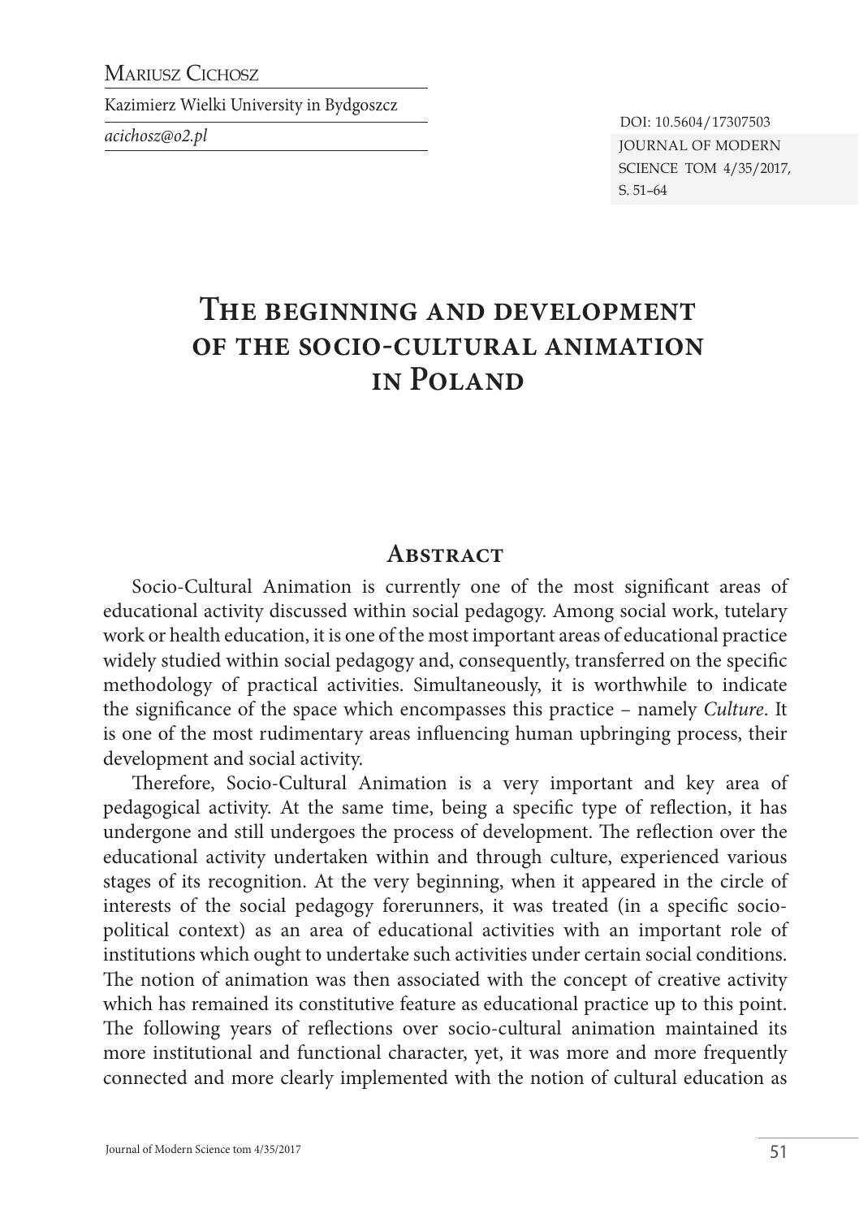Mariusz Cichosz

Kazimierz Wielki University in Bydgoszcz

*acichosz@o2.pl*

DOI: 10.5604/17307503

# The beginning and development of the socio-cultural animation in Poland

## Abstract

Socio-Cultural Animation is currently one of the most significant areas of educational activity discussed within social pedagogy. Among social work, tutelary work or health education, it is one of the most important areas of educational practice widely studied within social pedagogy and, consequently, transferred on the specific methodology of practical activities. Simultaneously, it is worthwhile to indicate the significance of the space which encompasses this practice – namely *Culture*. It is one of the most rudimentary areas influencing human upbringing process, their development and social activity.

Therefore, Socio-Cultural Animation is a very important and key area of pedagogical activity. At the same time, being a specific type of reflection, it has undergone and still undergoes the process of development. The reflection over the educational activity undertaken within and through culture, experienced various stages of its recognition. At the very beginning, when it appeared in the circle of interests of the social pedagogy forerunners, it was treated (in a specific socio-political context) as an area of educational activities with an important role of institutions which ought to undertake such activities under certain social conditions. The notion of animation was then associated with the concept of creative activity which has remained its constitutive feature as educational practice up to this point. The following years of reflections over socio-cultural animation maintained its more institutional and functional character, yet, it was more and more frequently connected and more clearly implemented with the notion of cultural education as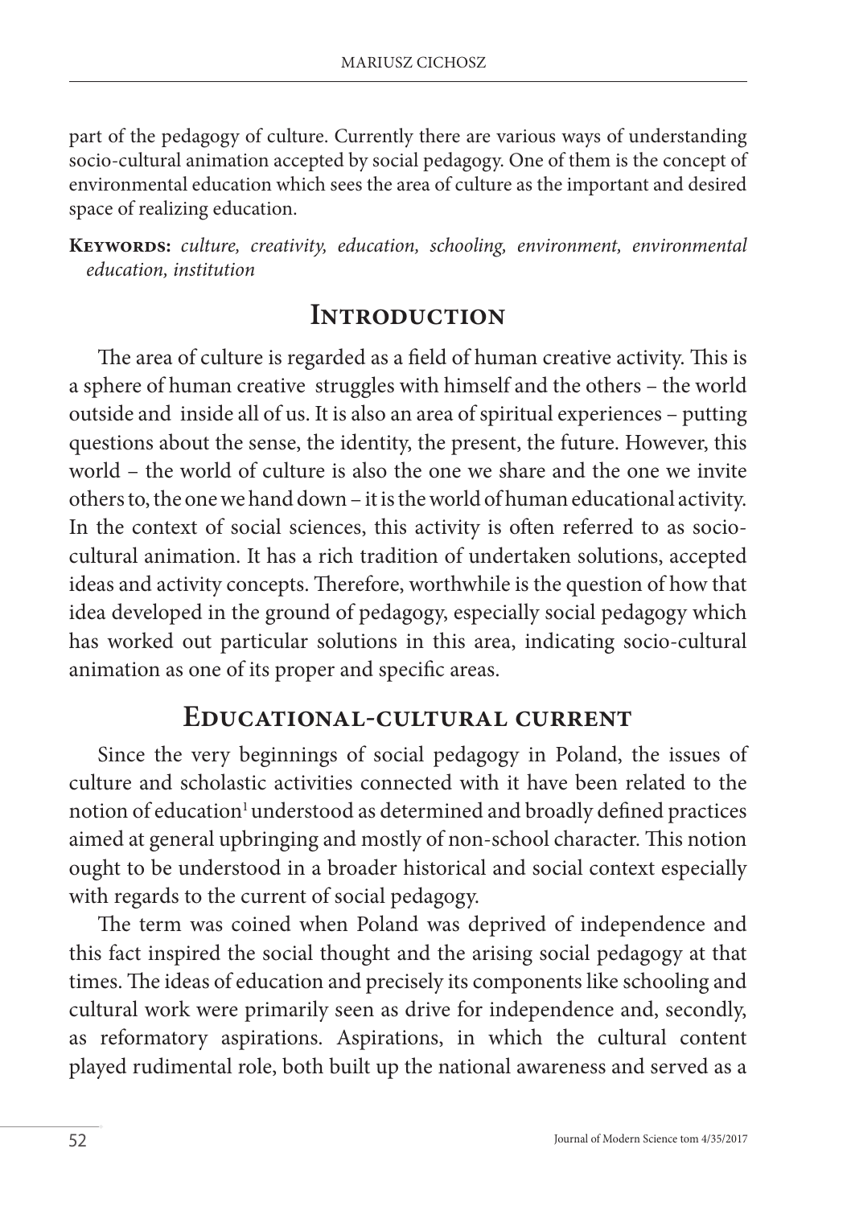part of the pedagogy of culture. Currently there are various ways of understanding socio-cultural animation accepted by social pedagogy. One of them is the concept of environmental education which sees the area of culture as the important and desired space of realizing education.

**Keywords:** *culture, creativity, education, schooling, environment, environmental education, institution*

## Introduction

The area of culture is regarded as a field of human creative activity. This is a sphere of human creative struggles with himself and the others – the world outside and inside all of us. It is also an area of spiritual experiences – putting questions about the sense, the identity, the present, the future. However, this world – the world of culture is also the one we share and the one we invite others to, the one we hand down – it is the world of human educational activity. In the context of social sciences, this activity is often referred to as socio-cultural animation. It has a rich tradition of undertaken solutions, accepted ideas and activity concepts. Therefore, worthwhile is the question of how that idea developed in the ground of pedagogy, especially social pedagogy which has worked out particular solutions in this area, indicating socio-cultural animation as one of its proper and specific areas.

## Educational-cultural current

Since the very beginnings of social pedagogy in Poland, the issues of culture and scholastic activities connected with it have been related to the notion of education[1] understood as determined and broadly defined practices aimed at general upbringing and mostly of non-school character. This notion ought to be understood in a broader historical and social context especially with regards to the current of social pedagogy.

The term was coined when Poland was deprived of independence and this fact inspired the social thought and the arising social pedagogy at that times. The ideas of education and precisely its components like schooling and cultural work were primarily seen as drive for independence and, secondly, as reformatory aspirations. Aspirations, in which the cultural content played rudimental role, both built up the national awareness and served as a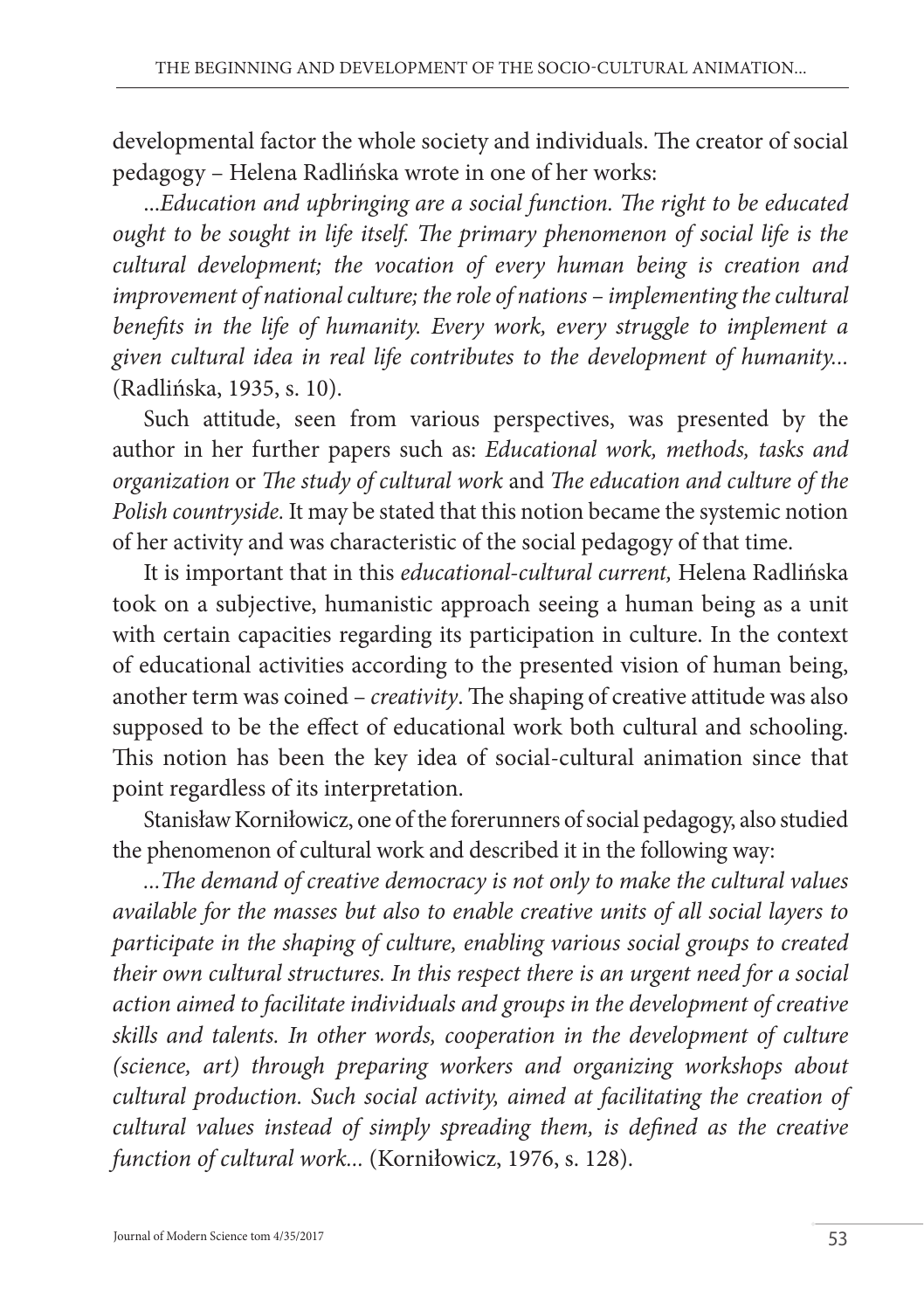developmental factor the whole society and individuals. The creator of social pedagogy – Helena Radlińska wrote in one of her works:

*...Education and upbringing are a social function. The right to be educated ought to be sought in life itself. The primary phenomenon of social life is the cultural development; the vocation of every human being is creation and improvement of national culture; the role of nations – implementing the cultural benefits in the life of humanity. Every work, every struggle to implement a given cultural idea in real life contributes to the development of humanity...* (Radlińska, 1935, s. 10).

Such attitude, seen from various perspectives, was presented by the author in her further papers such as: *Educational work, methods, tasks and organization* or *The study of cultural work* and *The education and culture of the Polish countryside.* It may be stated that this notion became the systemic notion of her activity and was characteristic of the social pedagogy of that time.

It is important that in this *educational-cultural current,* Helena Radlińska took on a subjective, humanistic approach seeing a human being as a unit with certain capacities regarding its participation in culture. In the context of educational activities according to the presented vision of human being, another term was coined – *creativity*. The shaping of creative attitude was also supposed to be the effect of educational work both cultural and schooling. This notion has been the key idea of social-cultural animation since that point regardless of its interpretation.

Stanisław Korniłowicz, one of the forerunners of social pedagogy, also studied the phenomenon of cultural work and described it in the following way:

*...The demand of creative democracy is not only to make the cultural values available for the masses but also to enable creative units of all social layers to participate in the shaping of culture, enabling various social groups to created their own cultural structures. In this respect there is an urgent need for a social action aimed to facilitate individuals and groups in the development of creative skills and talents. In other words, cooperation in the development of culture (science, art) through preparing workers and organizing workshops about cultural production. Such social activity, aimed at facilitating the creation of cultural values instead of simply spreading them, is defined as the creative function of cultural work...* (Korniłowicz, 1976, s. 128).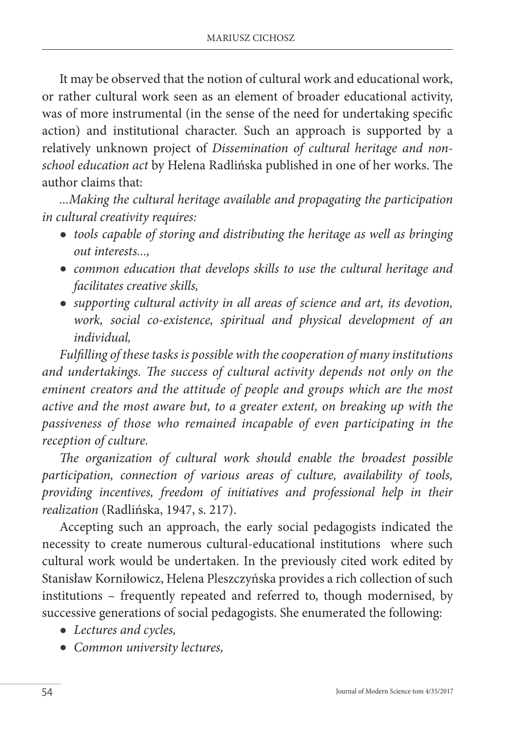It may be observed that the notion of cultural work and educational work, or rather cultural work seen as an element of broader educational activity, was of more instrumental (in the sense of the need for undertaking specific action) and institutional character. Such an approach is supported by a relatively unknown project of *Dissemination of cultural heritage and non-school education act* by Helena Radlińska published in one of her works. The author claims that:

*...Making the cultural heritage available and propagating the participation in cultural creativity requires:*

- *tools capable of storing and distributing the heritage as well as bringing out interests...,*
- *common education that develops skills to use the cultural heritage and facilitates creative skills,*
- *supporting cultural activity in all areas of science and art, its devotion, work, social co-existence, spiritual and physical development of an individual,*

*Fulfilling of these tasks is possible with the cooperation of many institutions and undertakings. The success of cultural activity depends not only on the eminent creators and the attitude of people and groups which are the most active and the most aware but, to a greater extent, on breaking up with the passiveness of those who remained incapable of even participating in the reception of culture.*

*The organization of cultural work should enable the broadest possible participation, connection of various areas of culture, availability of tools, providing incentives, freedom of initiatives and professional help in their realization* (Radlińska, 1947, s. 217).

Accepting such an approach, the early social pedagogists indicated the necessity to create numerous cultural-educational institutions where such cultural work would be undertaken. In the previously cited work edited by Stanisław Korniłowicz, Helena Pleszczyńska provides a rich collection of such institutions – frequently repeated and referred to, though modernised, by successive generations of social pedagogists. She enumerated the following:

- *Lectures and cycles,*
- *Common university lectures,*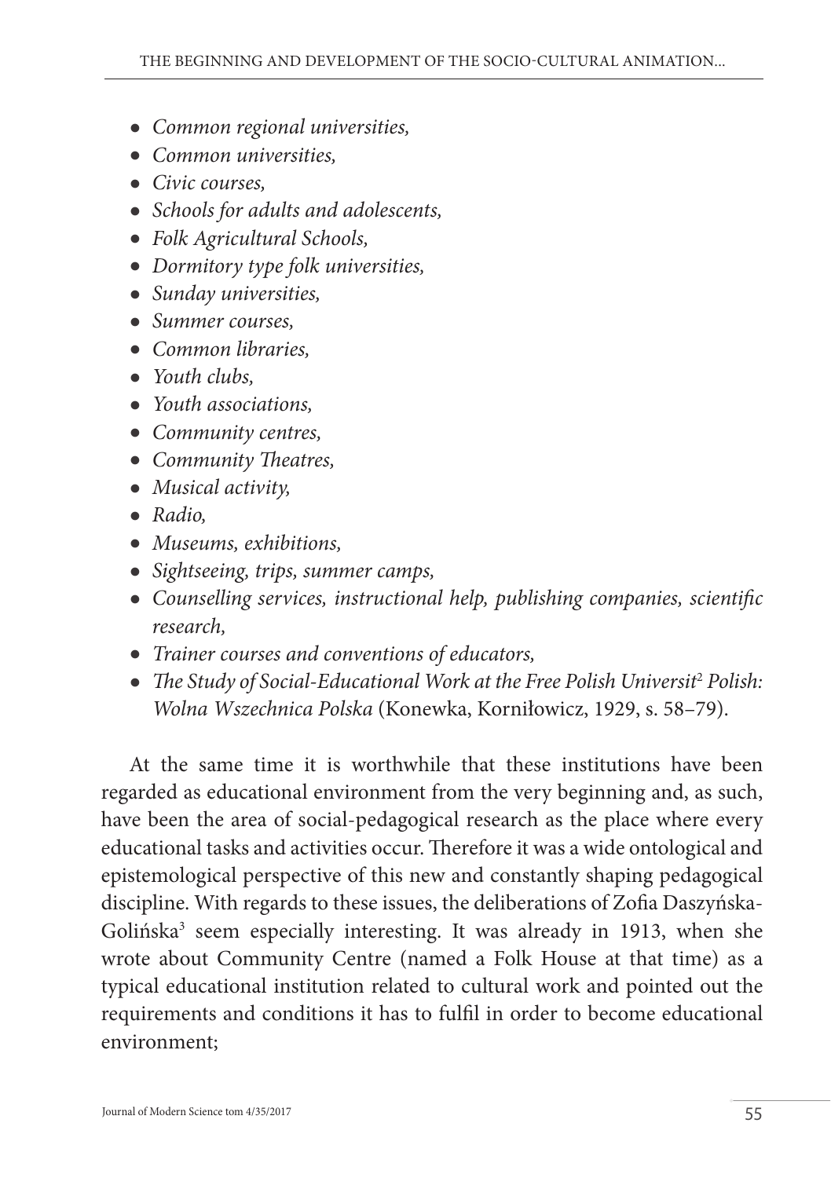- *Common regional universities,*
- *Common universities,*
- *Civic courses,*
- *Schools for adults and adolescents,*
- *Folk Agricultural Schools,*
- *Dormitory type folk universities,*
- *Sunday universities,*
- *Summer courses,*
- *Common libraries,*
- *Youth clubs,*
- *Youth associations,*
- *Community centres,*
- *Community Theatres,*
- *Musical activity,*
- *Radio,*
- *Museums, exhibitions,*
- *Sightseeing, trips, summer camps,*
- *Counselling services, instructional help, publishing companies, scientific research,*
- *Trainer courses and conventions of educators,*
- *The Study of Social-Educational Work at the Free Polish Universit*[2] *Polish: Wolna Wszechnica Polska* (Konewka, Korniłowicz, 1929, s. 58–79).

At the same time it is worthwhile that these institutions have been regarded as educational environment from the very beginning and, as such, have been the area of social-pedagogical research as the place where every educational tasks and activities occur. Therefore it was a wide ontological and epistemological perspective of this new and constantly shaping pedagogical discipline. With regards to these issues, the deliberations of Zofia Daszyńska-Golińska[3] seem especially interesting. It was already in 1913, when she wrote about Community Centre (named a Folk House at that time) as a typical educational institution related to cultural work and pointed out the requirements and conditions it has to fulfil in order to become educational environment;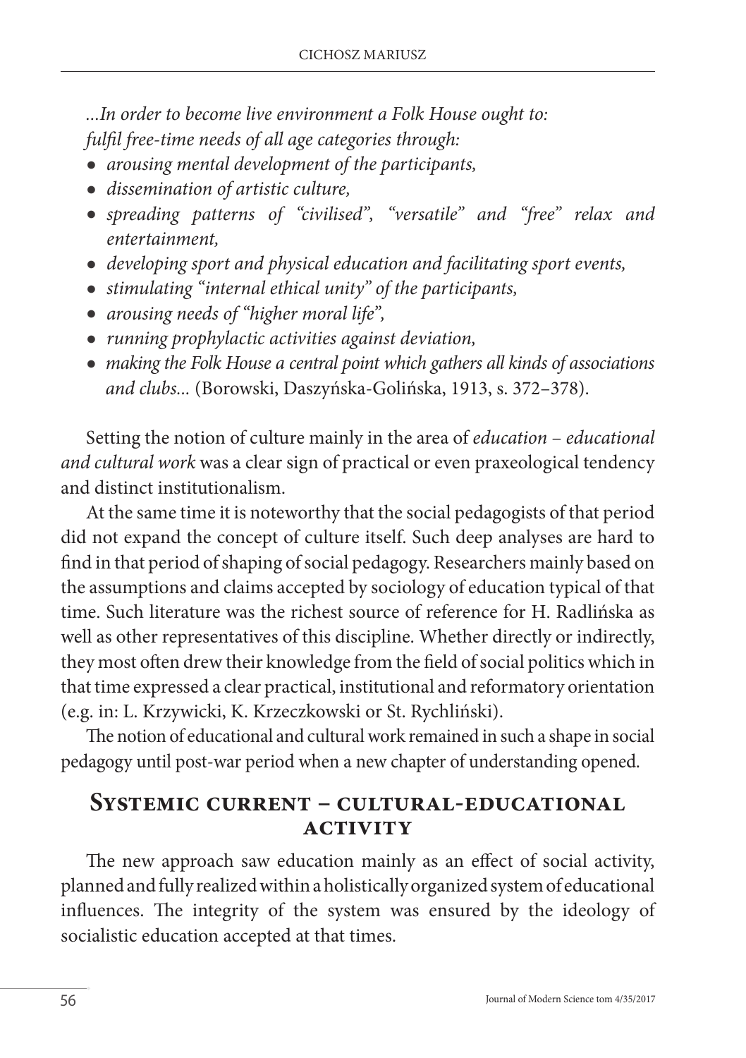*...In order to become live environment a Folk House ought to:*
*fulfil free-time needs of all age categories through:*

- *arousing mental development of the participants,*
- *dissemination of artistic culture,*
- *spreading patterns of "civilised", "versatile" and "free" relax and entertainment,*
- *developing sport and physical education and facilitating sport events,*
- *stimulating "internal ethical unity" of the participants,*
- *arousing needs of "higher moral life",*
- *running prophylactic activities against deviation,*
- *making the Folk House a central point which gathers all kinds of associations and clubs...* (Borowski, Daszyńska-Golińska, 1913, s. 372–378).

Setting the notion of culture mainly in the area of *education – educational and cultural work* was a clear sign of practical or even praxeological tendency and distinct institutionalism.

At the same time it is noteworthy that the social pedagogists of that period did not expand the concept of culture itself. Such deep analyses are hard to find in that period of shaping of social pedagogy. Researchers mainly based on the assumptions and claims accepted by sociology of education typical of that time. Such literature was the richest source of reference for H. Radlińska as well as other representatives of this discipline. Whether directly or indirectly, they most often drew their knowledge from the field of social politics which in that time expressed a clear practical, institutional and reformatory orientation (e.g. in: L. Krzywicki, K. Krzeczkowski or St. Rychliński).

The notion of educational and cultural work remained in such a shape in social pedagogy until post-war period when a new chapter of understanding opened.

## Systemic current – cultural-educational activity

The new approach saw education mainly as an effect of social activity, planned and fully realized within a holistically organized system of educational influences. The integrity of the system was ensured by the ideology of socialistic education accepted at that times.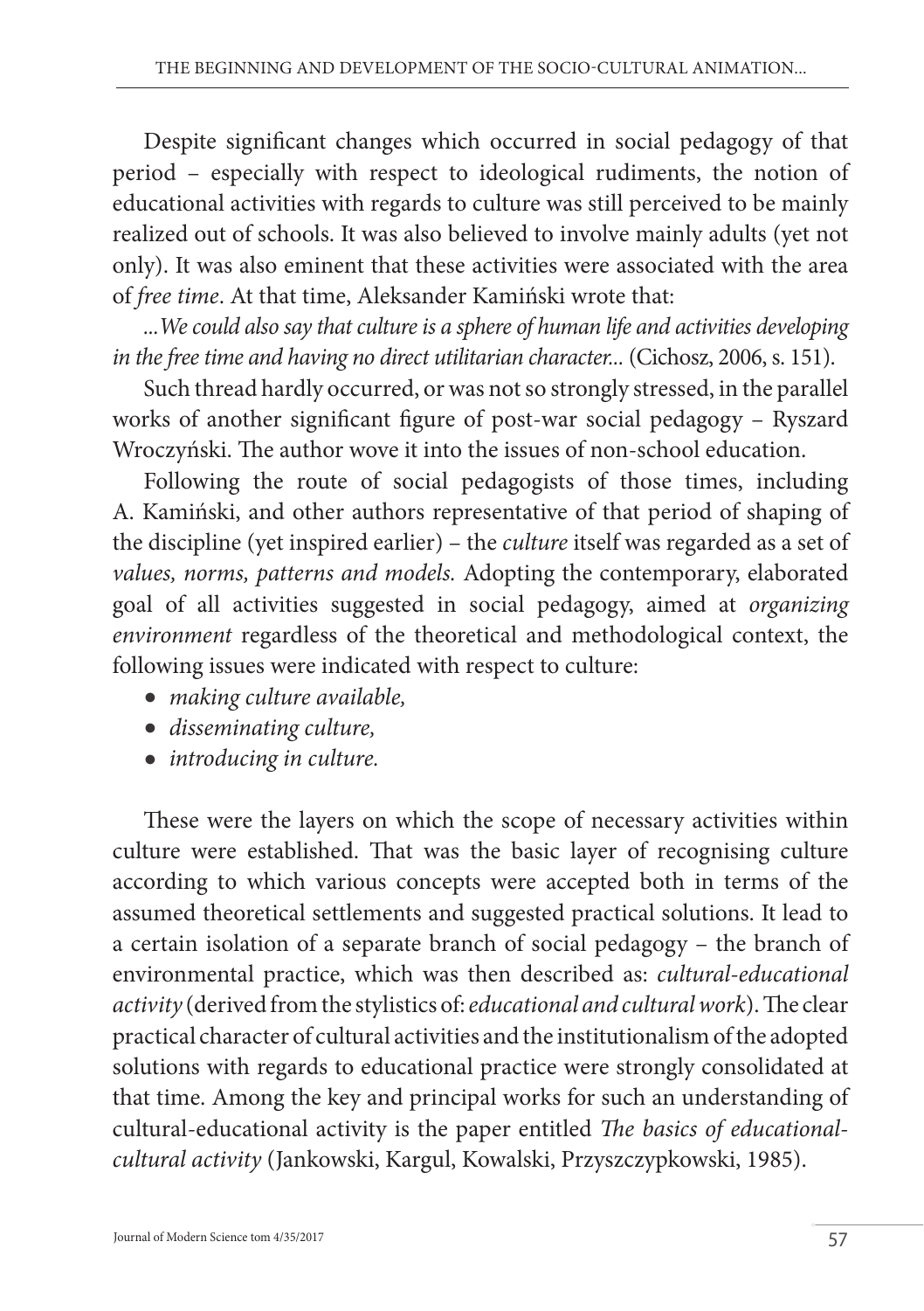Despite significant changes which occurred in social pedagogy of that period – especially with respect to ideological rudiments, the notion of educational activities with regards to culture was still perceived to be mainly realized out of schools. It was also believed to involve mainly adults (yet not only). It was also eminent that these activities were associated with the area of *free time*. At that time, Aleksander Kamiński wrote that:

*...We could also say that culture is a sphere of human life and activities developing in the free time and having no direct utilitarian character...* (Cichosz, 2006, s. 151).

Such thread hardly occurred, or was not so strongly stressed, in the parallel works of another significant figure of post-war social pedagogy – Ryszard Wroczyński. The author wove it into the issues of non-school education.

Following the route of social pedagogists of those times, including A. Kamiński, and other authors representative of that period of shaping of the discipline (yet inspired earlier) – the *culture* itself was regarded as a set of *values, norms, patterns and models.* Adopting the contemporary, elaborated goal of all activities suggested in social pedagogy, aimed at *organizing environment* regardless of the theoretical and methodological context, the following issues were indicated with respect to culture:

- *making culture available,*
- *disseminating culture,*
- *introducing in culture.*

These were the layers on which the scope of necessary activities within culture were established. That was the basic layer of recognising culture according to which various concepts were accepted both in terms of the assumed theoretical settlements and suggested practical solutions. It lead to a certain isolation of a separate branch of social pedagogy – the branch of environmental practice, which was then described as: *cultural-educational activity* (derived from the stylistics of: *educational and cultural work*). The clear practical character of cultural activities and the institutionalism of the adopted solutions with regards to educational practice were strongly consolidated at that time. Among the key and principal works for such an understanding of cultural-educational activity is the paper entitled *The basics of educational-cultural activity* (Jankowski, Kargul, Kowalski, Przyszczypkowski, 1985).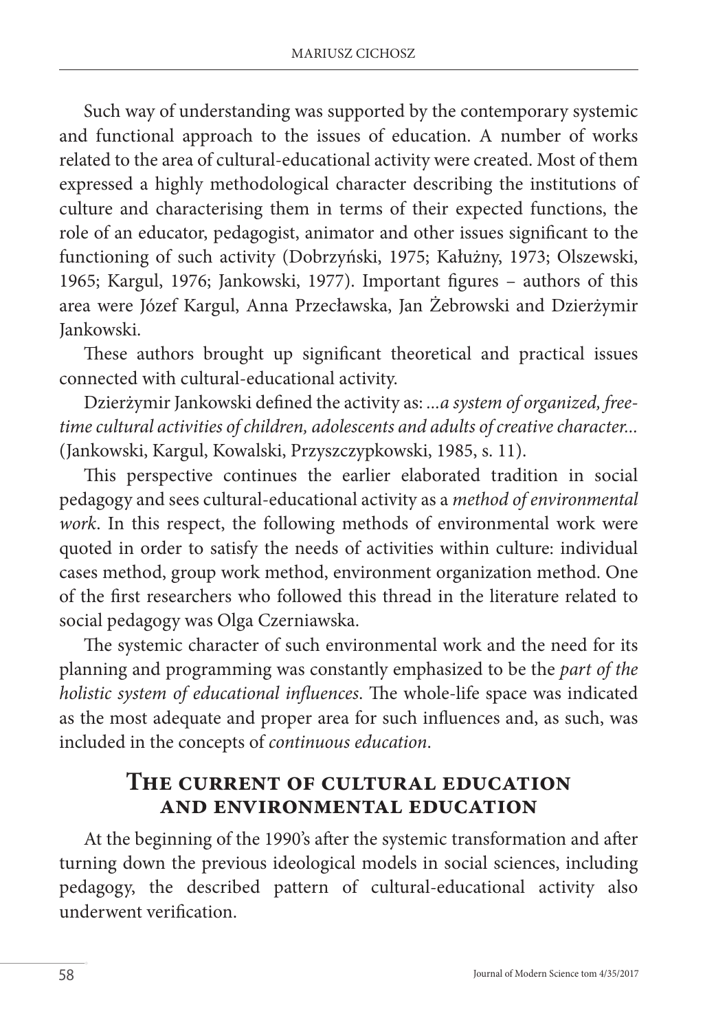Such way of understanding was supported by the contemporary systemic and functional approach to the issues of education. A number of works related to the area of cultural-educational activity were created. Most of them expressed a highly methodological character describing the institutions of culture and characterising them in terms of their expected functions, the role of an educator, pedagogist, animator and other issues significant to the functioning of such activity (Dobrzyński, 1975; Kałużny, 1973; Olszewski, 1965; Kargul, 1976; Jankowski, 1977). Important figures – authors of this area were Józef Kargul, Anna Przecławska, Jan Żebrowski and Dzierżymir Jankowski.

These authors brought up significant theoretical and practical issues connected with cultural-educational activity.

Dzierżymir Jankowski defined the activity as: *...a system of organized, free-time cultural activities of children, adolescents and adults of creative character...* (Jankowski, Kargul, Kowalski, Przyszczypkowski, 1985, s. 11).

This perspective continues the earlier elaborated tradition in social pedagogy and sees cultural-educational activity as a *method of environmental work*. In this respect, the following methods of environmental work were quoted in order to satisfy the needs of activities within culture: individual cases method, group work method, environment organization method. One of the first researchers who followed this thread in the literature related to social pedagogy was Olga Czerniawska.

The systemic character of such environmental work and the need for its planning and programming was constantly emphasized to be the *part of the holistic system of educational influences*. The whole-life space was indicated as the most adequate and proper area for such influences and, as such, was included in the concepts of *continuous education*.

## The current of cultural education and environmental education

At the beginning of the 1990's after the systemic transformation and after turning down the previous ideological models in social sciences, including pedagogy, the described pattern of cultural-educational activity also underwent verification.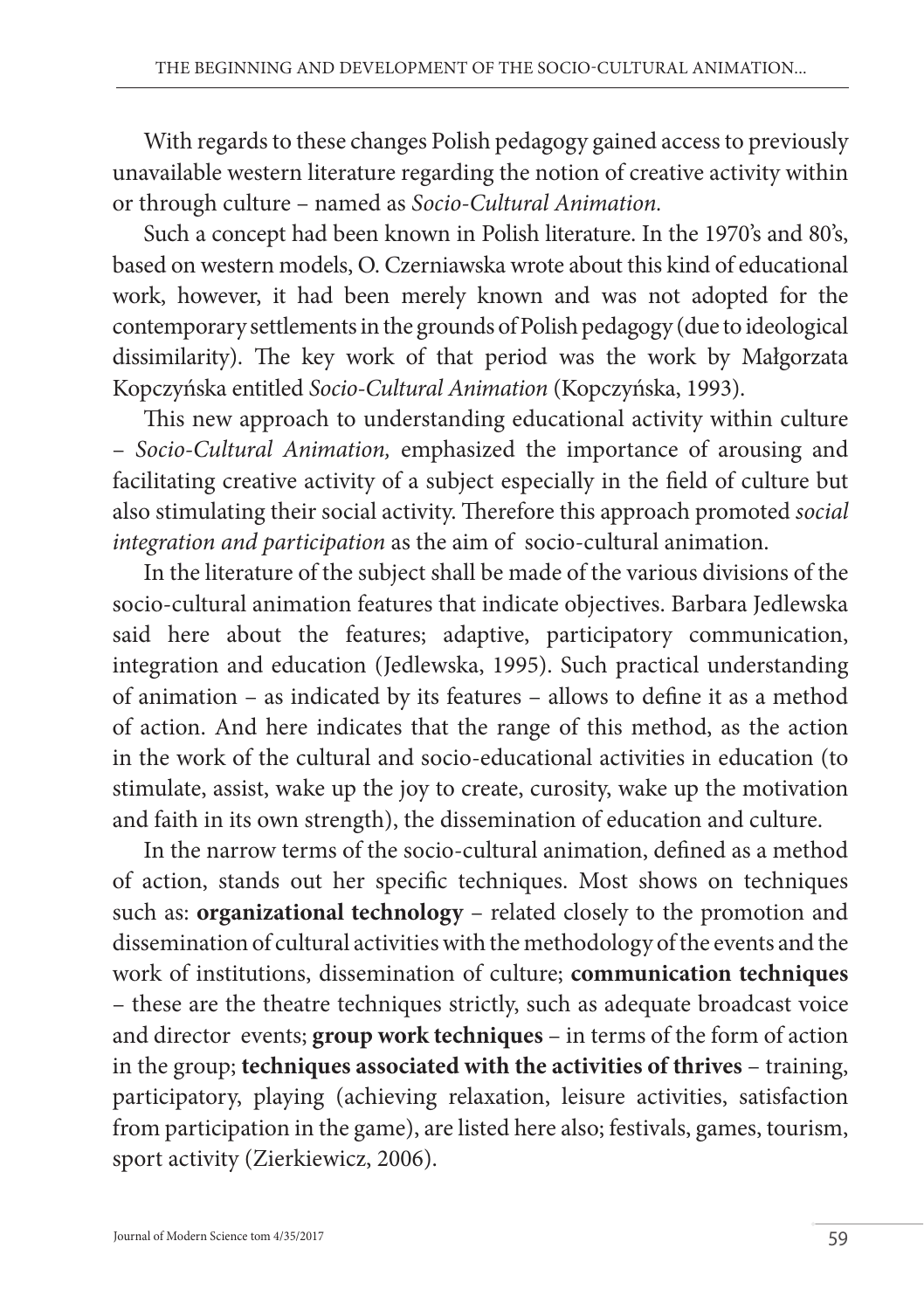With regards to these changes Polish pedagogy gained access to previously unavailable western literature regarding the notion of creative activity within or through culture – named as *Socio-Cultural Animation.*

Such a concept had been known in Polish literature. In the 1970's and 80's, based on western models, O. Czerniawska wrote about this kind of educational work, however, it had been merely known and was not adopted for the contemporary settlements in the grounds of Polish pedagogy (due to ideological dissimilarity). The key work of that period was the work by Małgorzata Kopczyńska entitled *Socio-Cultural Animation* (Kopczyńska, 1993).

This new approach to understanding educational activity within culture – *Socio-Cultural Animation,* emphasized the importance of arousing and facilitating creative activity of a subject especially in the field of culture but also stimulating their social activity. Therefore this approach promoted *social integration and participation* as the aim of socio-cultural animation.

In the literature of the subject shall be made of the various divisions of the socio-cultural animation features that indicate objectives. Barbara Jedlewska said here about the features; adaptive, participatory communication, integration and education (Jedlewska, 1995). Such practical understanding of animation – as indicated by its features – allows to define it as a method of action. And here indicates that the range of this method, as the action in the work of the cultural and socio-educational activities in education (to stimulate, assist, wake up the joy to create, curosity, wake up the motivation and faith in its own strength), the dissemination of education and culture.

In the narrow terms of the socio-cultural animation, defined as a method of action, stands out her specific techniques. Most shows on techniques such as: **organizational technology** – related closely to the promotion and dissemination of cultural activities with the methodology of the events and the work of institutions, dissemination of culture; **communication techniques** – these are the theatre techniques strictly, such as adequate broadcast voice and director events; **group work techniques** – in terms of the form of action in the group; **techniques associated with the activities of thrives** – training, participatory, playing (achieving relaxation, leisure activities, satisfaction from participation in the game), are listed here also; festivals, games, tourism, sport activity (Zierkiewicz, 2006).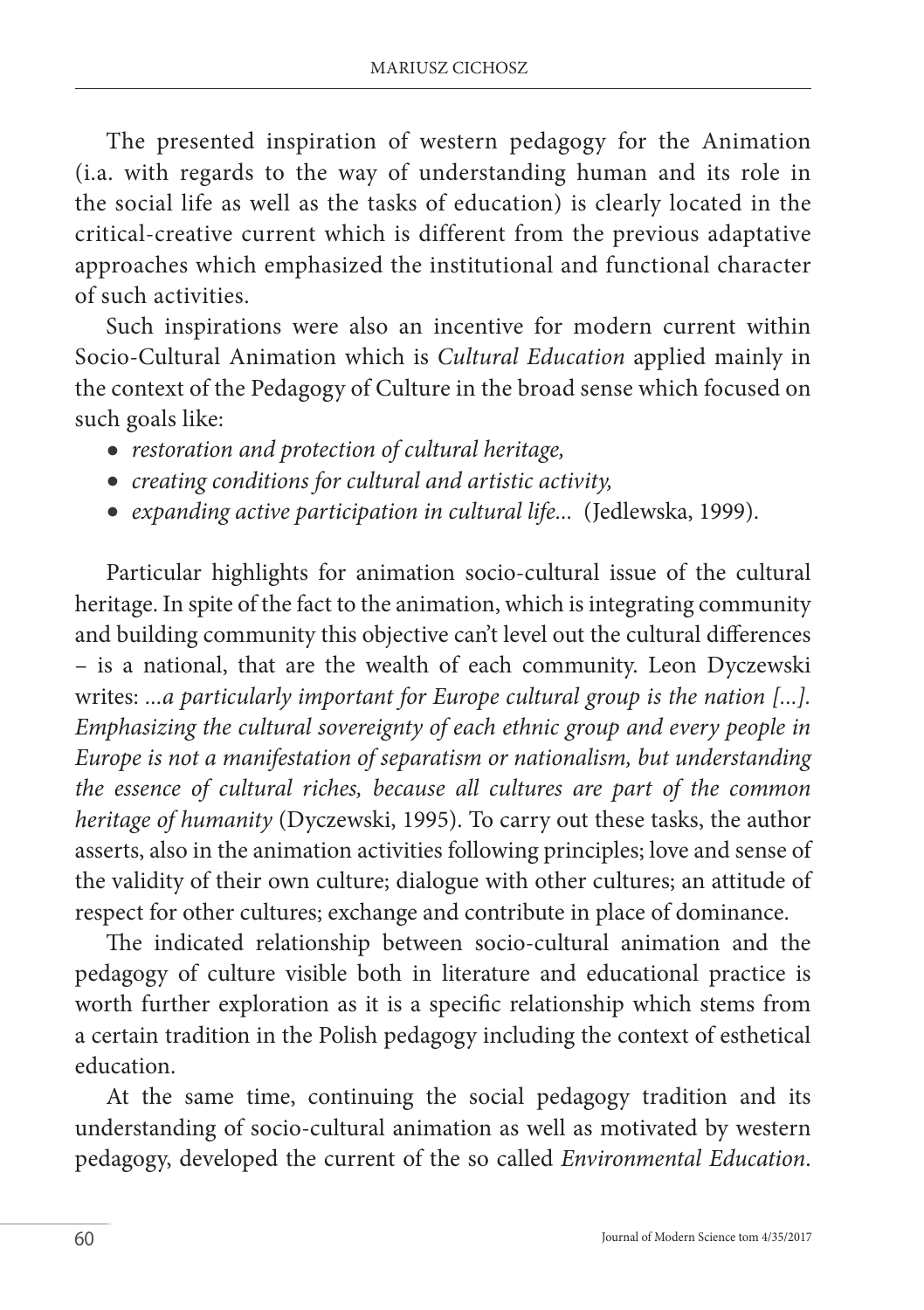The presented inspiration of western pedagogy for the Animation (i.a. with regards to the way of understanding human and its role in the social life as well as the tasks of education) is clearly located in the critical-creative current which is different from the previous adaptative approaches which emphasized the institutional and functional character of such activities.

Such inspirations were also an incentive for modern current within Socio-Cultural Animation which is *Cultural Education* applied mainly in the context of the Pedagogy of Culture in the broad sense which focused on such goals like:

- *restoration and protection of cultural heritage,*
- *creating conditions for cultural and artistic activity,*
- *expanding active participation in cultural life...* (Jedlewska, 1999).

Particular highlights for animation socio-cultural issue of the cultural heritage. In spite of the fact to the animation, which is integrating community and building community this objective can't level out the cultural differences – is a national, that are the wealth of each community. Leon Dyczewski writes: *...a particularly important for Europe cultural group is the nation [...]. Emphasizing the cultural sovereignty of each ethnic group and every people in Europe is not a manifestation of separatism or nationalism, but understanding the essence of cultural riches, because all cultures are part of the common heritage of humanity* (Dyczewski, 1995). To carry out these tasks, the author asserts, also in the animation activities following principles; love and sense of the validity of their own culture; dialogue with other cultures; an attitude of respect for other cultures; exchange and contribute in place of dominance.

The indicated relationship between socio-cultural animation and the pedagogy of culture visible both in literature and educational practice is worth further exploration as it is a specific relationship which stems from a certain tradition in the Polish pedagogy including the context of esthetical education.

At the same time, continuing the social pedagogy tradition and its understanding of socio-cultural animation as well as motivated by western pedagogy, developed the current of the so called *Environmental Education*.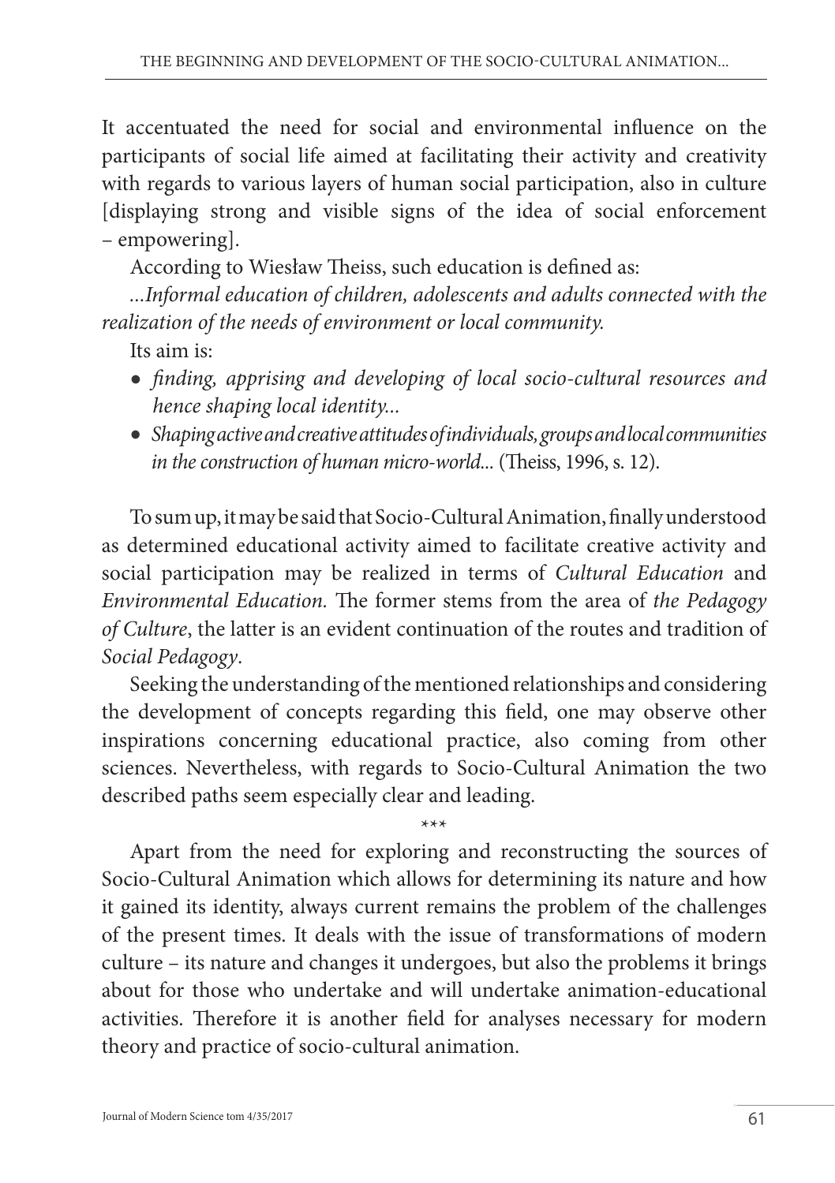It accentuated the need for social and environmental influence on the participants of social life aimed at facilitating their activity and creativity with regards to various layers of human social participation, also in culture [displaying strong and visible signs of the idea of social enforcement – empowering].

According to Wiesław Theiss, such education is defined as:

*...Informal education of children, adolescents and adults connected with the realization of the needs of environment or local community.*

Its aim is:

- *finding, apprising and developing of local socio-cultural resources and hence shaping local identity...*
- *Shaping active and creative attitudes of individuals, groups and local communities in the construction of human micro-world...* (Theiss, 1996, s. 12).

To sum up, it may be said that Socio-Cultural Animation, finally understood as determined educational activity aimed to facilitate creative activity and social participation may be realized in terms of *Cultural Education* and *Environmental Education*. The former stems from the area of *the Pedagogy of Culture*, the latter is an evident continuation of the routes and tradition of *Social Pedagogy*.

Seeking the understanding of the mentioned relationships and considering the development of concepts regarding this field, one may observe other inspirations concerning educational practice, also coming from other sciences. Nevertheless, with regards to Socio-Cultural Animation the two described paths seem especially clear and leading.

\*\*\*

Apart from the need for exploring and reconstructing the sources of Socio-Cultural Animation which allows for determining its nature and how it gained its identity, always current remains the problem of the challenges of the present times. It deals with the issue of transformations of modern culture – its nature and changes it undergoes, but also the problems it brings about for those who undertake and will undertake animation-educational activities. Therefore it is another field for analyses necessary for modern theory and practice of socio-cultural animation.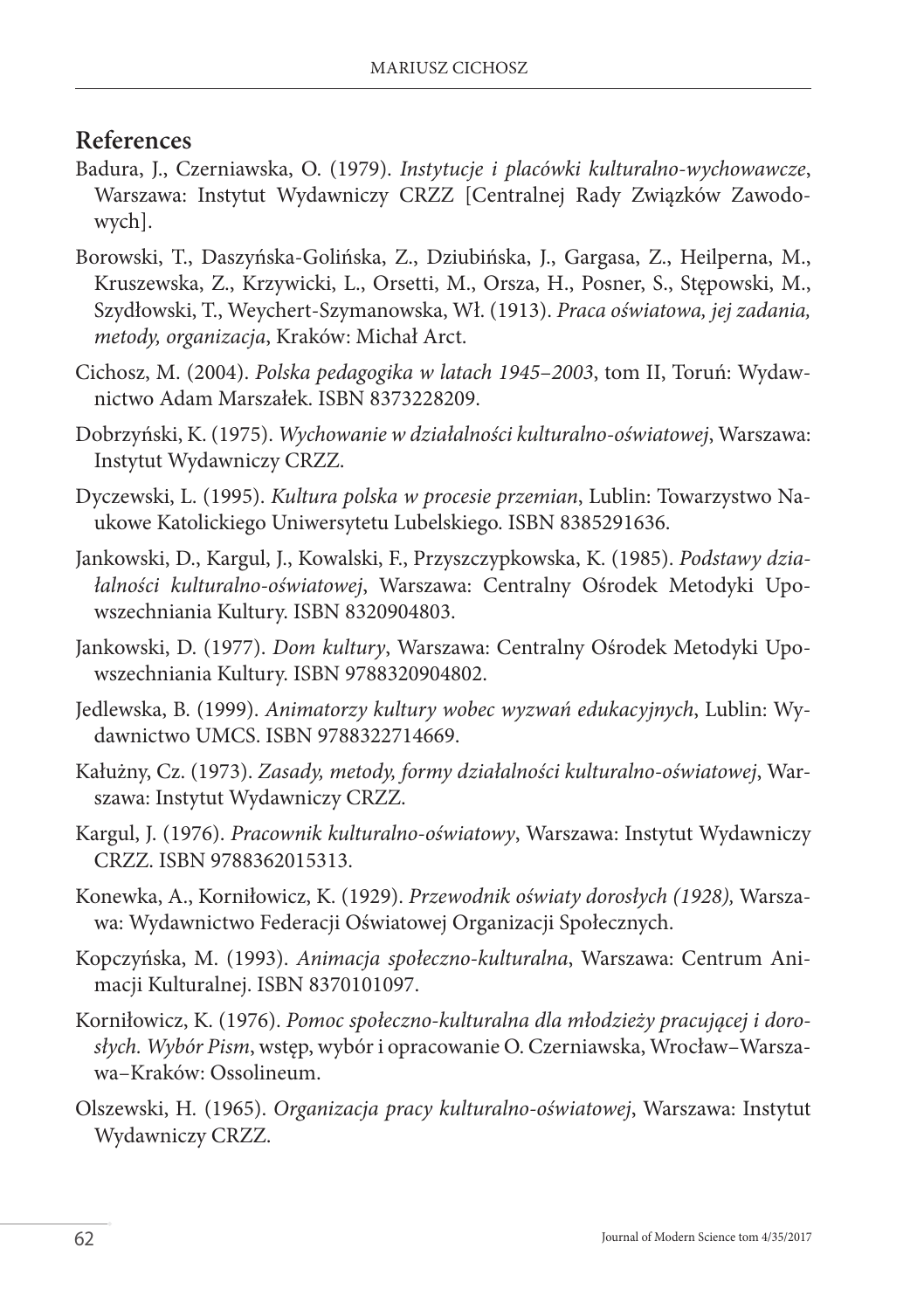## References

Badura, J., Czerniawska, O. (1979). *Instytucje i placówki kulturalno-wychowawcze*, Warszawa: Instytut Wydawniczy CRZZ [Centralnej Rady Związków Zawodowych].

Borowski, T., Daszyńska-Golińska, Z., Dziubińska, J., Gargasa, Z., Heilperna, M., Kruszewska, Z., Krzywicki, L., Orsetti, M., Orsza, H., Posner, S., Stępowski, M., Szydłowski, T., Weychert-Szymanowska, Wł. (1913). *Praca oświatowa, jej zadania, metody, organizacja*, Kraków: Michał Arct.

Cichosz, M. (2004). *Polska pedagogika w latach 1945–2003*, tom II, Toruń: Wydawnictwo Adam Marszałek. ISBN 8373228209.

Dobrzyński, K. (1975). *Wychowanie w działalności kulturalno-oświatowej*, Warszawa: Instytut Wydawniczy CRZZ.

Dyczewski, L. (1995). *Kultura polska w procesie przemian*, Lublin: Towarzystwo Naukowe Katolickiego Uniwersytetu Lubelskiego. ISBN 8385291636.

Jankowski, D., Kargul, J., Kowalski, F., Przyszczypkowska, K. (1985). *Podstawy działalności kulturalno-oświatowej*, Warszawa: Centralny Ośrodek Metodyki Upowszechniania Kultury. ISBN 8320904803.

Jankowski, D. (1977). *Dom kultury*, Warszawa: Centralny Ośrodek Metodyki Upowszechniania Kultury. ISBN 9788320904802.

Jedlewska, B. (1999). *Animatorzy kultury wobec wyzwań edukacyjnych*, Lublin: Wydawnictwo UMCS. ISBN 9788322714669.

Kałużny, Cz. (1973). *Zasady, metody, formy działalności kulturalno-oświatowej*, Warszawa: Instytut Wydawniczy CRZZ.

Kargul, J. (1976). *Pracownik kulturalno-oświatowy*, Warszawa: Instytut Wydawniczy CRZZ. ISBN 9788362015313.

Konewka, A., Korniłowicz, K. (1929). *Przewodnik oświaty dorosłych (1928),* Warszawa: Wydawnictwo Federacji Oświatowej Organizacji Społecznych.

Kopczyńska, M. (1993). *Animacja społeczno-kulturalna*, Warszawa: Centrum Animacji Kulturalnej. ISBN 8370101097.

Korniłowicz, K. (1976). *Pomoc społeczno-kulturalna dla młodzieży pracującej i dorosłych. Wybór Pism*, wstęp, wybór i opracowanie O. Czerniawska, Wrocław–Warszawa–Kraków: Ossolineum.

Olszewski, H. (1965). *Organizacja pracy kulturalno-oświatowej*, Warszawa: Instytut Wydawniczy CRZZ.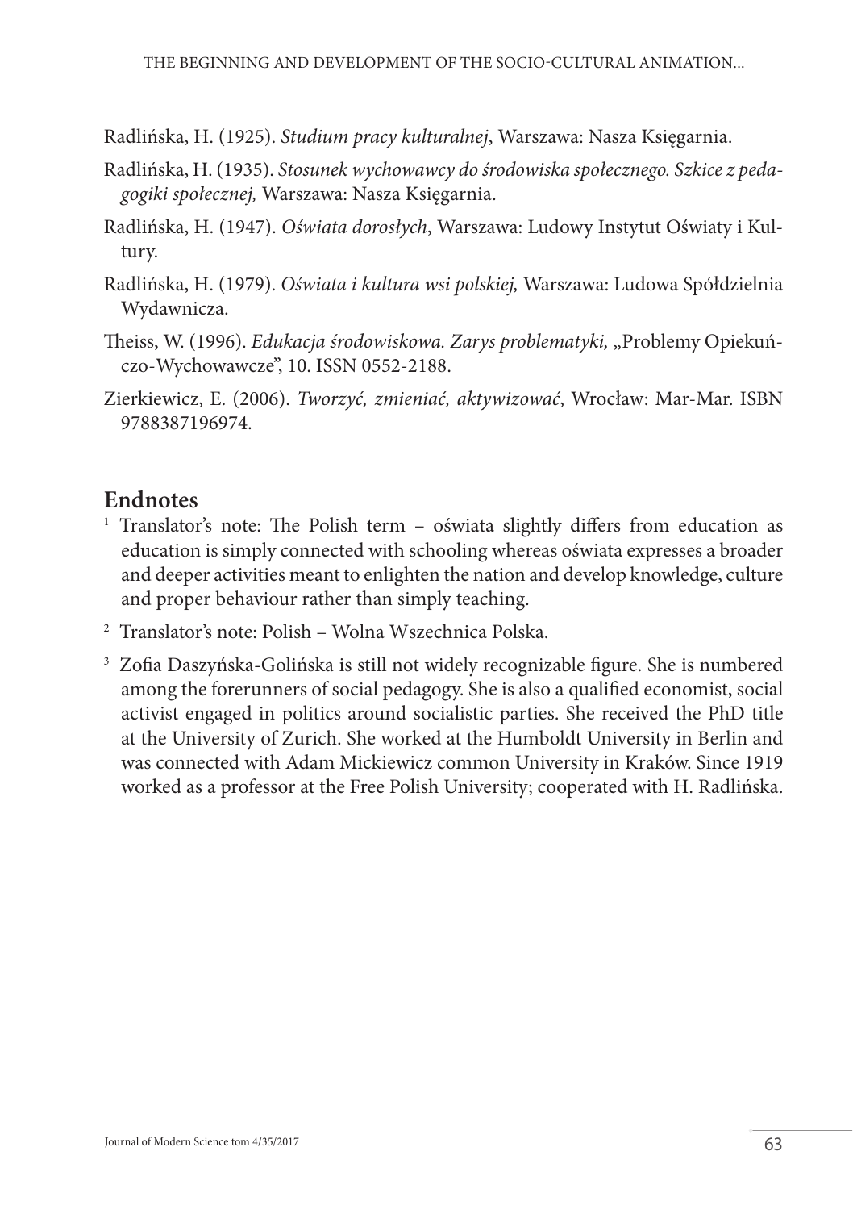Radlińska, H. (1925). *Studium pracy kulturalnej*, Warszawa: Nasza Księgarnia.

Radlińska, H. (1935). *Stosunek wychowawcy do środowiska społecznego. Szkice z pedagogiki społecznej,* Warszawa: Nasza Księgarnia.

Radlińska, H. (1947). *Oświata dorosłych*, Warszawa: Ludowy Instytut Oświaty i Kultury.

Radlińska, H. (1979). *Oświata i kultura wsi polskiej,* Warszawa: Ludowa Spółdzielnia Wydawnicza.

Theiss, W. (1996). *Edukacja środowiskowa. Zarys problematyki,* „Problemy Opiekuńczo-Wychowawcze", 10. ISSN 0552-2188.

Zierkiewicz, E. (2006). *Tworzyć, zmieniać, aktywizować*, Wrocław: Mar-Mar. ISBN 9788387196974.

## Endnotes

[1] Translator's note: The Polish term – oświata slightly differs from education as education is simply connected with schooling whereas oświata expresses a broader and deeper activities meant to enlighten the nation and develop knowledge, culture and proper behaviour rather than simply teaching.

[2] Translator's note: Polish – Wolna Wszechnica Polska.

[3] Zofia Daszyńska-Golińska is still not widely recognizable figure. She is numbered among the forerunners of social pedagogy. She is also a qualified economist, social activist engaged in politics around socialistic parties. She received the PhD title at the University of Zurich. She worked at the Humboldt University in Berlin and was connected with Adam Mickiewicz common University in Kraków. Since 1919 worked as a professor at the Free Polish University; cooperated with H. Radlińska.